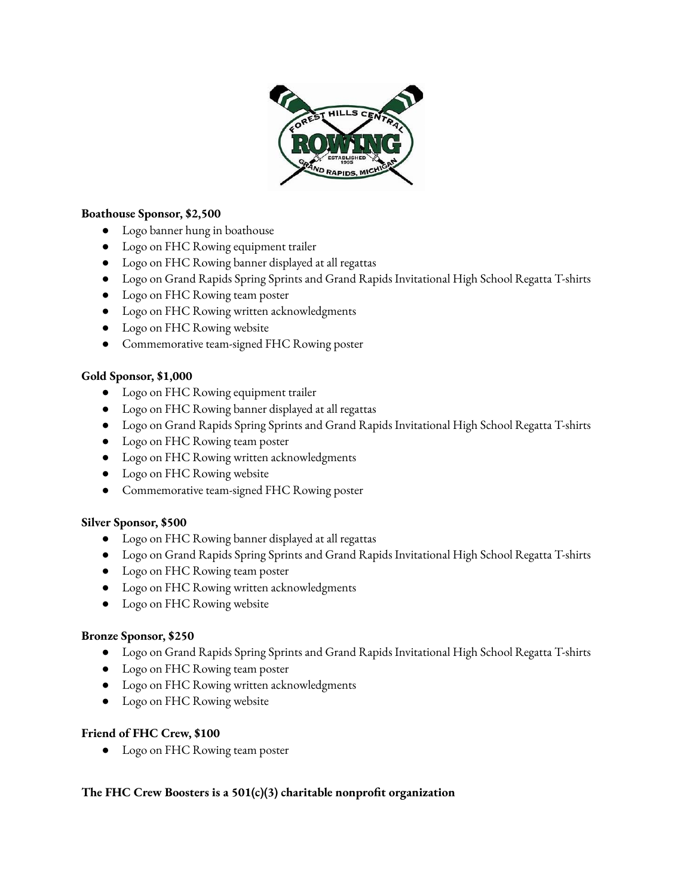**Boathouse Sponsor, $2,500**

- Logo banner hung in boathouse
- Logo on FHC Rowing equipment trailer
- Logo on FHC Rowing banner displayed at all regattas
- Logo on Grand Rapids Spring Sprints and Grand Rapids Invitational High School Regatta T-shirts
- Logo on FHC Rowing team poster
- Logo on FHC Rowing written acknowledgments
- Logo on FHC Rowing website
- Commemorative team-signed FHC Rowing poster

**Gold Sponsor, $1,000**

- Logo on FHC Rowing equipment trailer
- Logo on FHC Rowing banner displayed at all regattas
- Logo on Grand Rapids Spring Sprints and Grand Rapids Invitational High School Regatta T-shirts
- Logo on FHC Rowing team poster
- Logo on FHC Rowing written acknowledgments
- Logo on FHC Rowing website
- Commemorative team-signed FHC Rowing poster

**Silver Sponsor, $500**

- Logo on FHC Rowing banner displayed at all regattas
- Logo on Grand Rapids Spring Sprints and Grand Rapids Invitational High School Regatta T-shirts
- Logo on FHC Rowing team poster
- Logo on FHC Rowing written acknowledgments
- Logo on FHC Rowing website

**Bronze Sponsor, $250**

- Logo on Grand Rapids Spring Sprints and Grand Rapids Invitational High School Regatta T-shirts
- Logo on FHC Rowing team poster
- Logo on FHC Rowing written acknowledgments
- Logo on FHC Rowing website

**Friend of FHC Crew, $100**

- Logo on FHC Rowing team poster

**The FHC Crew Boosters is a 501(c)(3) charitable nonprofit organization**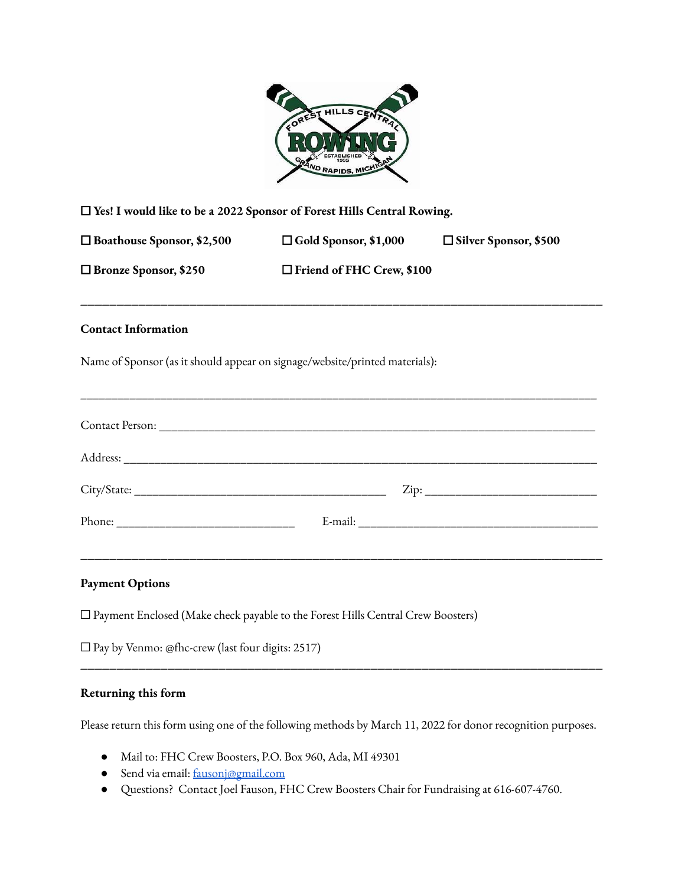☐ **Yes! I would like to be a 2022 Sponsor of Forest Hills Central Rowing.**

☐ **Boathouse Sponsor, $2,500** ☐ **Gold Sponsor, $1,000** ☐ **Silver Sponsor, $500**

☐ **Bronze Sponsor, $250** ☐ **Friend of FHC Crew, $100**

---

**Contact Information**

Name of Sponsor (as it should appear on signage/website/printed materials):

_______________________________________________________________________________

Contact Person: ______________________________________________________________

Address: ____________________________________________________________________

City/State: ____________________________________ Zip: _________________________

Phone: ___________________________ E-mail: ____________________________________

---

**Payment Options**

☐ Payment Enclosed (Make check payable to the Forest Hills Central Crew Boosters)

☐ Pay by Venmo: @fhc-crew (last four digits: 2517)

---

**Returning this form**

Please return this form using one of the following methods by March 11, 2022 for donor recognition purposes.

- Mail to: FHC Crew Boosters, P.O. Box 960, Ada, MI 49301
- Send via email: fausonj@gmail.com
- Questions? Contact Joel Fauson, FHC Crew Boosters Chair for Fundraising at 616-607-4760.